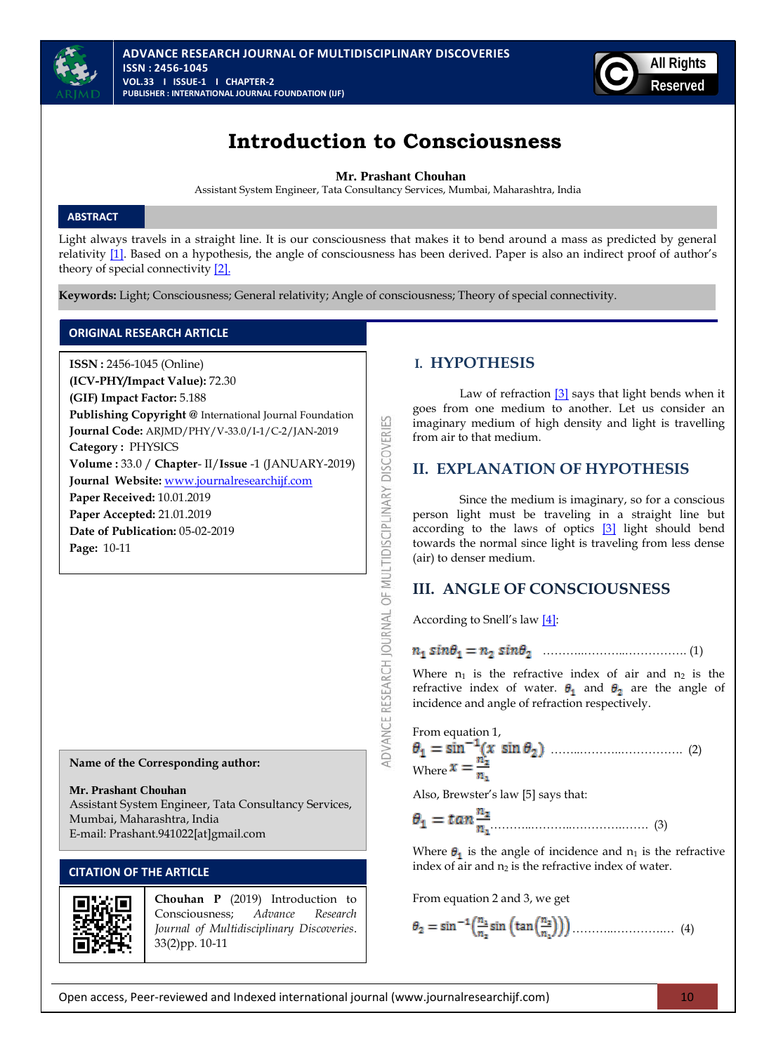# Introduction to Consciousness

**Mr. Prashant Chouhan**

Assistant System Engineer, Tata Consultancy Services, Mumbai, Maharashtra, India

## ABSTRACT

Light always travels in a straight line. It is our consciousness that makes it to bend around a mass as predicted by general relativity [1]. Based on a hypothesis, the angle of consciousness has been derived. Paper is also an indirect proof of author's theory of special connectivity [2].

**Keywords:** Light; Consciousness; General relativity; Angle of consciousness; Theory of special connectivity.

## ORIGINAL RESEARCH ARTICLE

**ISSN :** 2456-1045 (Online)
**(ICV-PHY/Impact Value):** 72.30
**(GIF) Impact Factor:** 5.188
**Publishing Copyright @** International Journal Foundation
**Journal Code:** ARJMD/PHY/V-33.0/I-1/C-2/JAN-2019
**Category :** PHYSICS
**Volume :** 33.0 / **Chapter**- II/**Issue** -1 (JANUARY-2019)
**Journal Website:** www.journalresearchijf.com
**Paper Received:** 10.01.2019
**Paper Accepted:** 21.01.2019
**Date of Publication:** 05-02-2019
**Page:** 10-11

**Name of the Corresponding author:**

**Mr. Prashant Chouhan**
Assistant System Engineer, Tata Consultancy Services, Mumbai, Maharashtra, India
E-mail: Prashant.941022[at]gmail.com

## CITATION OF THE ARTICLE

**Chouhan P** (2019) Introduction to Consciousness; *Advance Research Journal of Multidisciplinary Discoveries*. 33(2)pp. 10-11

## I. HYPOTHESIS

Law of refraction [3] says that light bends when it goes from one medium to another. Let us consider an imaginary medium of high density and light is travelling from air to that medium.

## II. EXPLANATION OF HYPOTHESIS

Since the medium is imaginary, so for a conscious person light must be traveling in a straight line but according to the laws of optics [3] light should bend towards the normal since light is traveling from less dense (air) to denser medium.

## III. ANGLE OF CONSCIOUSNESS

According to Snell's law [4]:

$$n_1 \sin\theta_1 = n_2 \sin\theta_2 \quad \text{......(1)}$$

Where $n_1$ is the refractive index of air and $n_2$ is the refractive index of water. $\theta_1$ and $\theta_2$ are the angle of incidence and angle of refraction respectively.

From equation 1,

$$\theta_1 = \sin^{-1}(x \sin\theta_2) \quad \text{......(2)}$$

Where $x = \frac{n_2}{n_1}$

Also, Brewster's law [5] says that:

$$\theta_1 = \tan\frac{n_2}{n_1} \quad \text{......(3)}$$

Where $\theta_1$ is the angle of incidence and $n_1$ is the refractive index of air and $n_2$ is the refractive index of water.

From equation 2 and 3, we get

$$\theta_2 = \sin^{-1}\left(\frac{n_1}{n_2}\sin\left(\tan\left(\frac{n_2}{n_1}\right)\right)\right) \quad \text{......(4)}$$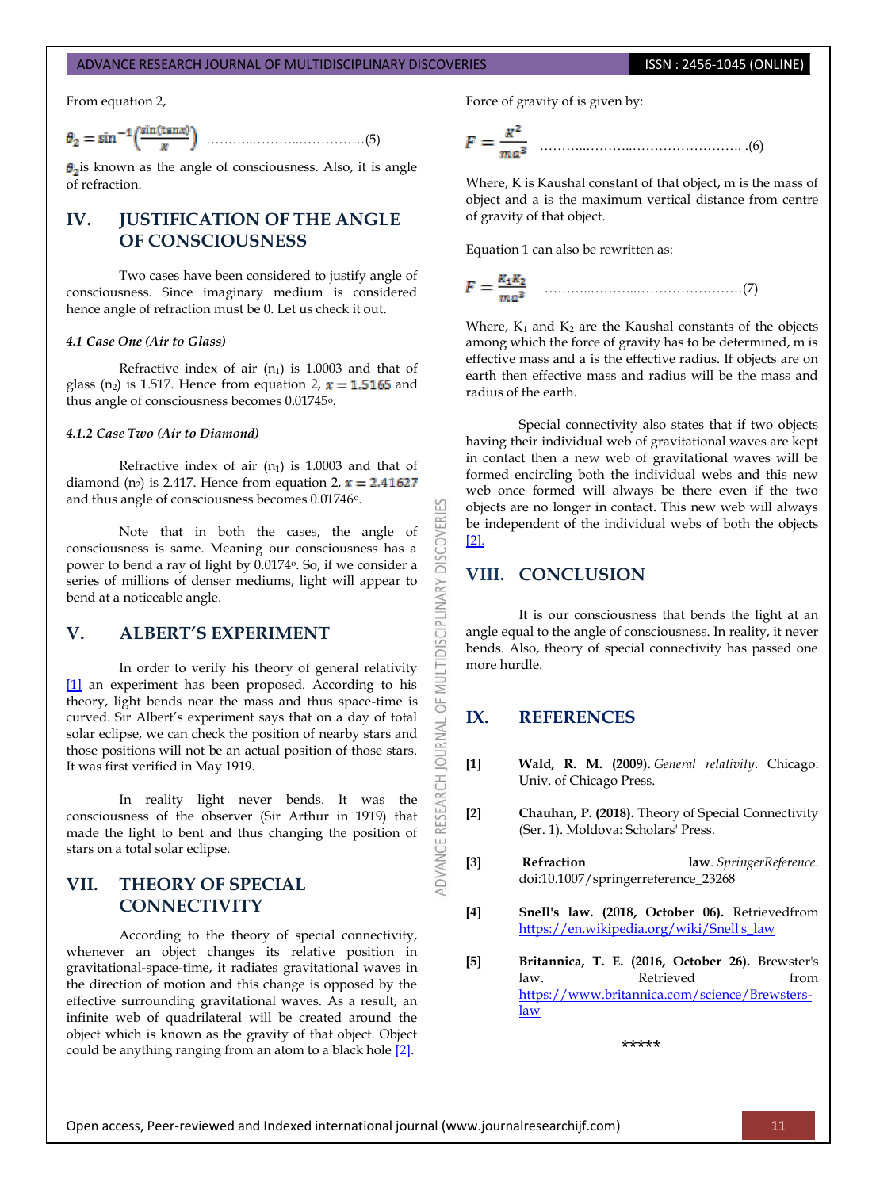From equation 2,

$$\theta_2 = \sin^{-1}\left(\frac{\sin(\tan x)}{x}\right) \quad \text{..........................................(5)}$$

$\theta_2$ is known as the angle of consciousness. Also, it is angle of refraction.

## IV. JUSTIFICATION OF THE ANGLE OF CONSCIOUSNESS

Two cases have been considered to justify angle of consciousness. Since imaginary medium is considered hence angle of refraction must be 0. Let us check it out.

### *4.1 Case One (Air to Glass)*

Refractive index of air ($n_1$) is 1.0003 and that of glass ($n_2$) is 1.517. Hence from equation 2, $x = 1.5165$ and thus angle of consciousness becomes 0.01745º.

### *4.1.2 Case Two (Air to Diamond)*

Refractive index of air ($n_1$) is 1.0003 and that of diamond ($n_2$) is 2.417. Hence from equation 2, $x = 2.41627$ and thus angle of consciousness becomes 0.01746º.

Note that in both the cases, the angle of consciousness is same. Meaning our consciousness has a power to bend a ray of light by 0.0174º. So, if we consider a series of millions of denser mediums, light will appear to bend at a noticeable angle.

## V. ALBERT'S EXPERIMENT

In order to verify his theory of general relativity [1] an experiment has been proposed. According to his theory, light bends near the mass and thus space-time is curved. Sir Albert's experiment says that on a day of total solar eclipse, we can check the position of nearby stars and those positions will not be an actual position of those stars. It was first verified in May 1919.

In reality light never bends. It was the consciousness of the observer (Sir Arthur in 1919) that made the light to bent and thus changing the position of stars on a total solar eclipse.

## VII. THEORY OF SPECIAL CONNECTIVITY

According to the theory of special connectivity, whenever an object changes its relative position in gravitational-space-time, it radiates gravitational waves in the direction of motion and this change is opposed by the effective surrounding gravitational waves. As a result, an infinite web of quadrilateral will be created around the object which is known as the gravity of that object. Object could be anything ranging from an atom to a black hole [2].

Force of gravity of is given by:

$$F = \frac{K^2}{ma^3} \quad \text{.......................................................(6)}$$

Where, K is Kaushal constant of that object, m is the mass of object and a is the maximum vertical distance from centre of gravity of that object.

Equation 1 can also be rewritten as:

$$F = \frac{K_1 K_2}{ma^3} \quad \text{..................................................(7)}$$

Where, $K_1$ and $K_2$ are the Kaushal constants of the objects among which the force of gravity has to be determined, m is effective mass and a is the effective radius. If objects are on earth then effective mass and radius will be the mass and radius of the earth.

Special connectivity also states that if two objects having their individual web of gravitational waves are kept in contact then a new web of gravitational waves will be formed encircling both the individual webs and this new web once formed will always be there even if the two objects are no longer in contact. This new web will always be independent of the individual webs of both the objects [2].

## VIII. CONCLUSION

It is our consciousness that bends the light at an angle equal to the angle of consciousness. In reality, it never bends. Also, theory of special connectivity has passed one more hurdle.

## IX. REFERENCES

[1] **Wald, R. M. (2009).** *General relativity*. Chicago: Univ. of Chicago Press.

[2] **Chauhan, P. (2018).** Theory of Special Connectivity (Ser. 1). Moldova: Scholars' Press.

[3] **Refraction law**. *SpringerReference*. doi:10.1007/springerreference_23268

[4] **Snell's law. (2018, October 06).** Retrievedfrom https://en.wikipedia.org/wiki/Snell's_law

[5] **Britannica, T. E. (2016, October 26).** Brewster's law. Retrieved from https://www.britannica.com/science/Brewsters-law

*****